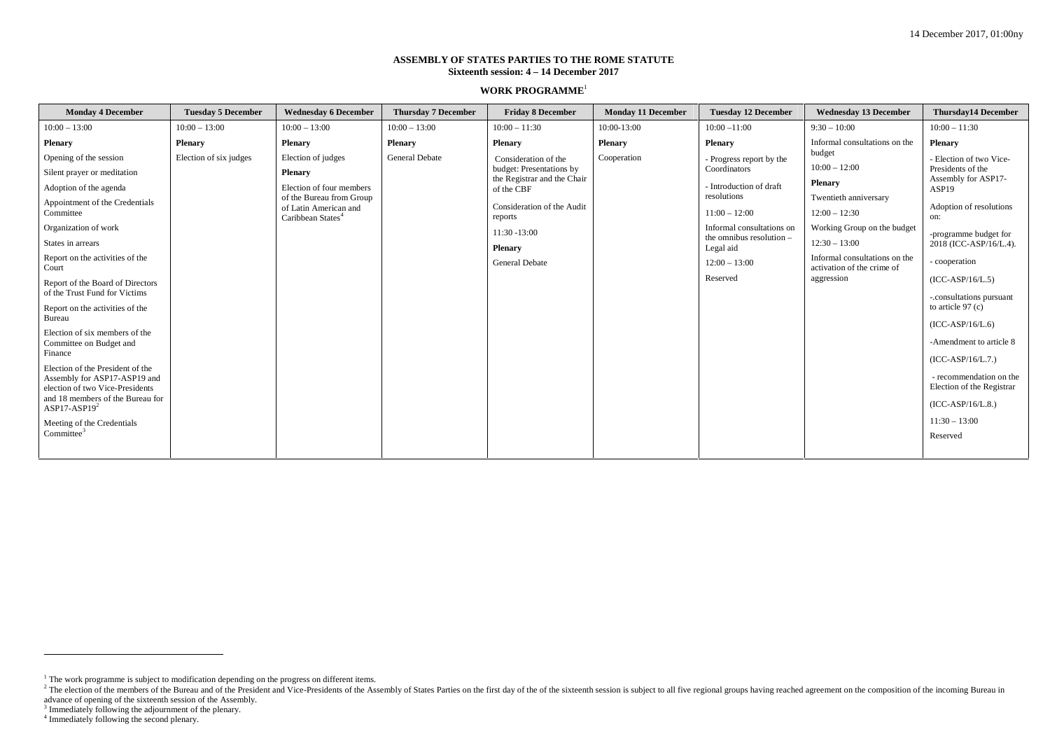14 December 2017, 01:00ny

**ASSEMBLY OF STATES PARTIES TO THE ROME STATUTE**
**Sixteenth session: 4 – 14 December 2017**

**WORK PROGRAMME**[1]

| Monday 4 December | Tuesday 5 December | Wednesday 6 December | Thursday 7 December | Friday 8 December | Monday 11 December | Tuesday 12 December | Wednesday 13 December | Thursday14 December |
|---|---|---|---|---|---|---|---|---|
| 10:00 – 13:00<br>**Plenary**<br>Opening of the session<br>Silent prayer or meditation<br>Adoption of the agenda<br>Appointment of the Credentials Committee<br>Organization of work<br>States in arrears<br>Report on the activities of the Court<br>Report of the Board of Directors of the Trust Fund for Victims<br>Report on the activities of the Bureau<br>Election of six members of the Committee on Budget and Finance<br>Election of the President of the Assembly for ASP17-ASP19 and election of two Vice-Presidents and 18 members of the Bureau for ASP17-ASP19[2]<br>Meeting of the Credentials Committee[3] | 10:00 – 13:00<br>**Plenary**<br>Election of six judges | 10:00 – 13:00<br>**Plenary**<br>Election of judges<br>**Plenary**<br>Election of four members of the Bureau from Group of Latin American and Caribbean States[4] | 10:00 – 13:00<br>**Plenary**<br>General Debate | 10:00 – 11:30<br>**Plenary**<br>Consideration of the budget: Presentations by the Registrar and the Chair of the CBF<br>Consideration of the Audit reports<br>11:30 -13:00<br>**Plenary**<br>General Debate | 10:00-13:00<br>**Plenary**<br>Cooperation | 10:00 –11:00<br>**Plenary**<br>- Progress report by the Coordinators<br>- Introduction of draft resolutions<br>11:00 – 12:00<br>Informal consultations on the omnibus resolution – Legal aid<br>12:00 – 13:00<br>Reserved | 9:30 – 10:00<br>Informal consultations on the budget<br>10:00 – 12:00<br>**Plenary**<br>Twentieth anniversary<br>12:00 – 12:30<br>Working Group on the budget<br>12:30 – 13:00<br>Informal consultations on the activation of the crime of aggression | 10:00 – 11:30<br>**Plenary**<br>- Election of two Vice-Presidents of the Assembly for ASP17-ASP19<br>Adoption of resolutions on:<br>-programme budget for 2018 (ICC-ASP/16/L.4).<br>- cooperation<br>(ICC-ASP/16/L.5)<br>-.consultations pursuant to article 97 (c)<br>(ICC-ASP/16/L.6)<br>-Amendment to article 8<br>(ICC-ASP/16/L.7.)<br>- recommendation on the Election of the Registrar<br>(ICC-ASP/16/L.8.)<br>11:30 – 13:00<br>Reserved |

[1] The work programme is subject to modification depending on the progress on different items.

[2] The election of the members of the Bureau and of the President and Vice-Presidents of the Assembly of States Parties on the first day of the of the sixteenth session is subject to all five regional groups having reached agreement on the composition of the incoming Bureau in advance of opening of the sixteenth session of the Assembly.

[3] Immediately following the adjournment of the plenary.

[4] Immediately following the second plenary.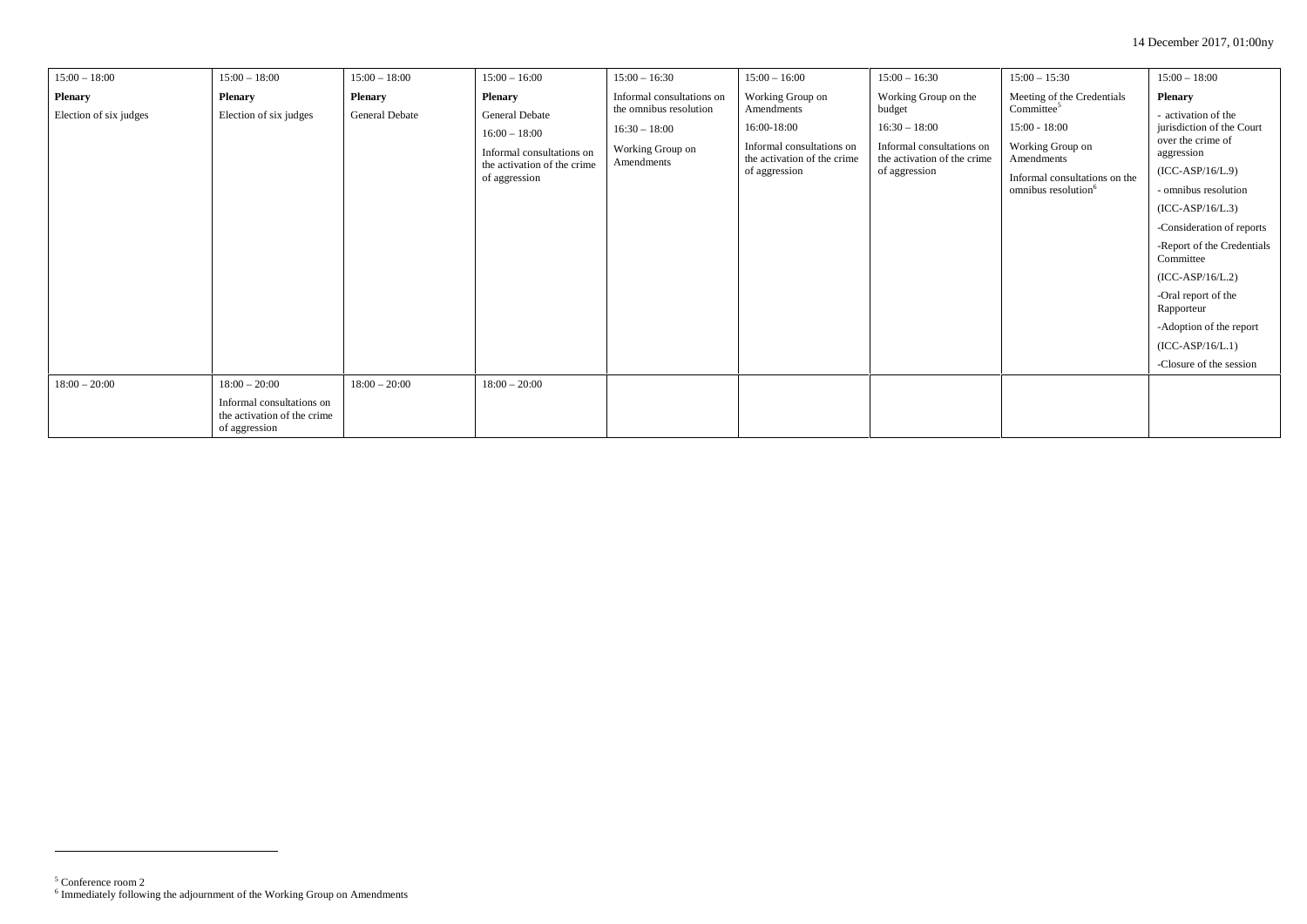| | | | | | | | | |
|---|---|---|---|---|---|---|---|---|
| 15:00 – 18:00<br>**Plenary**<br>Election of six judges | 15:00 – 18:00<br>**Plenary**<br>Election of six judges | 15:00 – 18:00<br>**Plenary**<br>General Debate | 15:00 – 16:00<br>**Plenary**<br>General Debate<br>16:00 – 18:00<br>Informal consultations on the activation of the crime of aggression | 15:00 – 16:30<br>Informal consultations on the omnibus resolution<br>16:30 – 18:00<br>Working Group on Amendments | 15:00 – 16:00<br>Working Group on Amendments<br>16:00-18:00<br>Informal consultations on the activation of the crime of aggression | 15:00 – 16:30<br>Working Group on the budget<br>16:30 – 18:00<br>Informal consultations on the activation of the crime of aggression | 15:00 – 15:30<br>Meeting of the Credentials Committee[5]<br>15:00 - 18:00<br>Working Group on Amendments<br>Informal consultations on the omnibus resolution[6] | 15:00 – 18:00<br>**Plenary**<br>- activation of the jurisdiction of the Court over the crime of aggression<br>(ICC-ASP/16/L.9)<br>- omnibus resolution<br>(ICC-ASP/16/L.3)<br>-Consideration of reports<br>-Report of the Credentials Committee<br>(ICC-ASP/16/L.2)<br>-Oral report of the Rapporteur<br>-Adoption of the report<br>(ICC-ASP/16/L.1)<br>-Closure of the session |
| 18:00 – 20:00 | 18:00 – 20:00<br>Informal consultations on the activation of the crime of aggression | 18:00 – 20:00 | 18:00 – 20:00 | | | | | |

[5] Conference room 2
[6] Immediately following the adjournment of the Working Group on Amendments